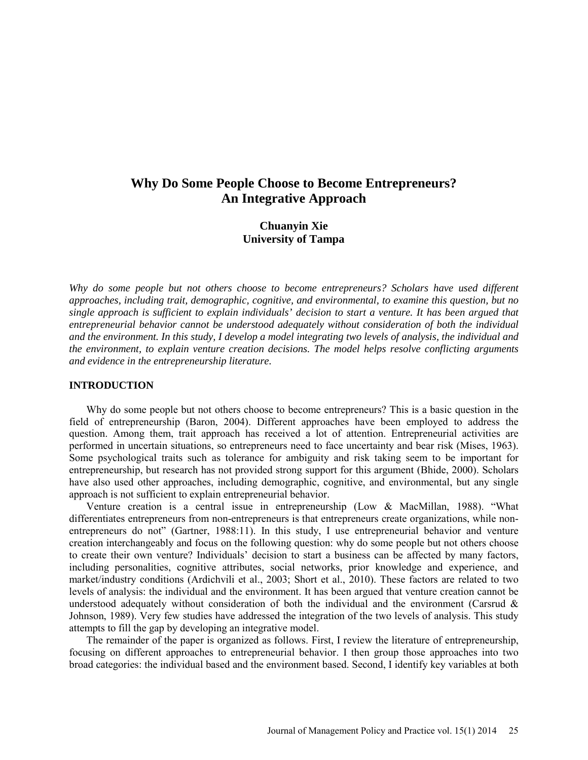# Why Do Some People Choose to Become Entrepreneurs? An Integrative Approach

**Chuanyin Xie**
**University of Tampa**

*Why do some people but not others choose to become entrepreneurs? Scholars have used different approaches, including trait, demographic, cognitive, and environmental, to examine this question, but no single approach is sufficient to explain individuals' decision to start a venture. It has been argued that entrepreneurial behavior cannot be understood adequately without consideration of both the individual and the environment. In this study, I develop a model integrating two levels of analysis, the individual and the environment, to explain venture creation decisions. The model helps resolve conflicting arguments and evidence in the entrepreneurship literature.*

## INTRODUCTION

Why do some people but not others choose to become entrepreneurs? This is a basic question in the field of entrepreneurship (Baron, 2004). Different approaches have been employed to address the question. Among them, trait approach has received a lot of attention. Entrepreneurial activities are performed in uncertain situations, so entrepreneurs need to face uncertainty and bear risk (Mises, 1963). Some psychological traits such as tolerance for ambiguity and risk taking seem to be important for entrepreneurship, but research has not provided strong support for this argument (Bhide, 2000). Scholars have also used other approaches, including demographic, cognitive, and environmental, but any single approach is not sufficient to explain entrepreneurial behavior.

Venture creation is a central issue in entrepreneurship (Low & MacMillan, 1988). "What differentiates entrepreneurs from non-entrepreneurs is that entrepreneurs create organizations, while non-entrepreneurs do not" (Gartner, 1988:11). In this study, I use entrepreneurial behavior and venture creation interchangeably and focus on the following question: why do some people but not others choose to create their own venture? Individuals' decision to start a business can be affected by many factors, including personalities, cognitive attributes, social networks, prior knowledge and experience, and market/industry conditions (Ardichvili et al., 2003; Short et al., 2010). These factors are related to two levels of analysis: the individual and the environment. It has been argued that venture creation cannot be understood adequately without consideration of both the individual and the environment (Carsrud & Johnson, 1989). Very few studies have addressed the integration of the two levels of analysis. This study attempts to fill the gap by developing an integrative model.

The remainder of the paper is organized as follows. First, I review the literature of entrepreneurship, focusing on different approaches to entrepreneurial behavior. I then group those approaches into two broad categories: the individual based and the environment based. Second, I identify key variables at both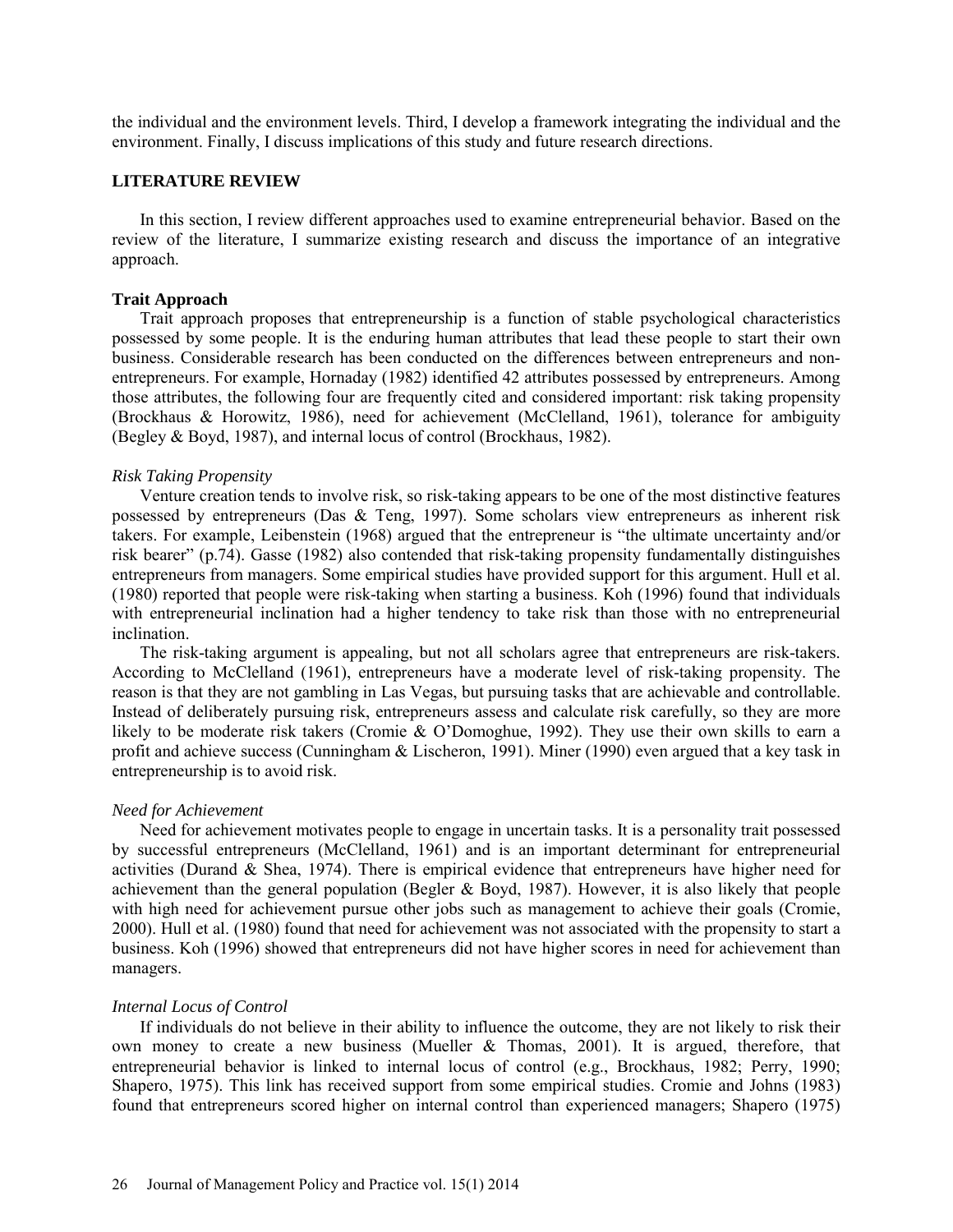the individual and the environment levels. Third, I develop a framework integrating the individual and the environment. Finally, I discuss implications of this study and future research directions.

## LITERATURE REVIEW

In this section, I review different approaches used to examine entrepreneurial behavior. Based on the review of the literature, I summarize existing research and discuss the importance of an integrative approach.

### Trait Approach

Trait approach proposes that entrepreneurship is a function of stable psychological characteristics possessed by some people. It is the enduring human attributes that lead these people to start their own business. Considerable research has been conducted on the differences between entrepreneurs and non-entrepreneurs. For example, Hornaday (1982) identified 42 attributes possessed by entrepreneurs. Among those attributes, the following four are frequently cited and considered important: risk taking propensity (Brockhaus & Horowitz, 1986), need for achievement (McClelland, 1961), tolerance for ambiguity (Begley & Boyd, 1987), and internal locus of control (Brockhaus, 1982).

#### *Risk Taking Propensity*

Venture creation tends to involve risk, so risk-taking appears to be one of the most distinctive features possessed by entrepreneurs (Das & Teng, 1997). Some scholars view entrepreneurs as inherent risk takers. For example, Leibenstein (1968) argued that the entrepreneur is "the ultimate uncertainty and/or risk bearer" (p.74). Gasse (1982) also contended that risk-taking propensity fundamentally distinguishes entrepreneurs from managers. Some empirical studies have provided support for this argument. Hull et al. (1980) reported that people were risk-taking when starting a business. Koh (1996) found that individuals with entrepreneurial inclination had a higher tendency to take risk than those with no entrepreneurial inclination.

The risk-taking argument is appealing, but not all scholars agree that entrepreneurs are risk-takers. According to McClelland (1961), entrepreneurs have a moderate level of risk-taking propensity. The reason is that they are not gambling in Las Vegas, but pursuing tasks that are achievable and controllable. Instead of deliberately pursuing risk, entrepreneurs assess and calculate risk carefully, so they are more likely to be moderate risk takers (Cromie & O'Domoghue, 1992). They use their own skills to earn a profit and achieve success (Cunningham & Lischeron, 1991). Miner (1990) even argued that a key task in entrepreneurship is to avoid risk.

#### *Need for Achievement*

Need for achievement motivates people to engage in uncertain tasks. It is a personality trait possessed by successful entrepreneurs (McClelland, 1961) and is an important determinant for entrepreneurial activities (Durand & Shea, 1974). There is empirical evidence that entrepreneurs have higher need for achievement than the general population (Begler & Boyd, 1987). However, it is also likely that people with high need for achievement pursue other jobs such as management to achieve their goals (Cromie, 2000). Hull et al. (1980) found that need for achievement was not associated with the propensity to start a business. Koh (1996) showed that entrepreneurs did not have higher scores in need for achievement than managers.

#### *Internal Locus of Control*

If individuals do not believe in their ability to influence the outcome, they are not likely to risk their own money to create a new business (Mueller & Thomas, 2001). It is argued, therefore, that entrepreneurial behavior is linked to internal locus of control (e.g., Brockhaus, 1982; Perry, 1990; Shapero, 1975). This link has received support from some empirical studies. Cromie and Johns (1983) found that entrepreneurs scored higher on internal control than experienced managers; Shapero (1975)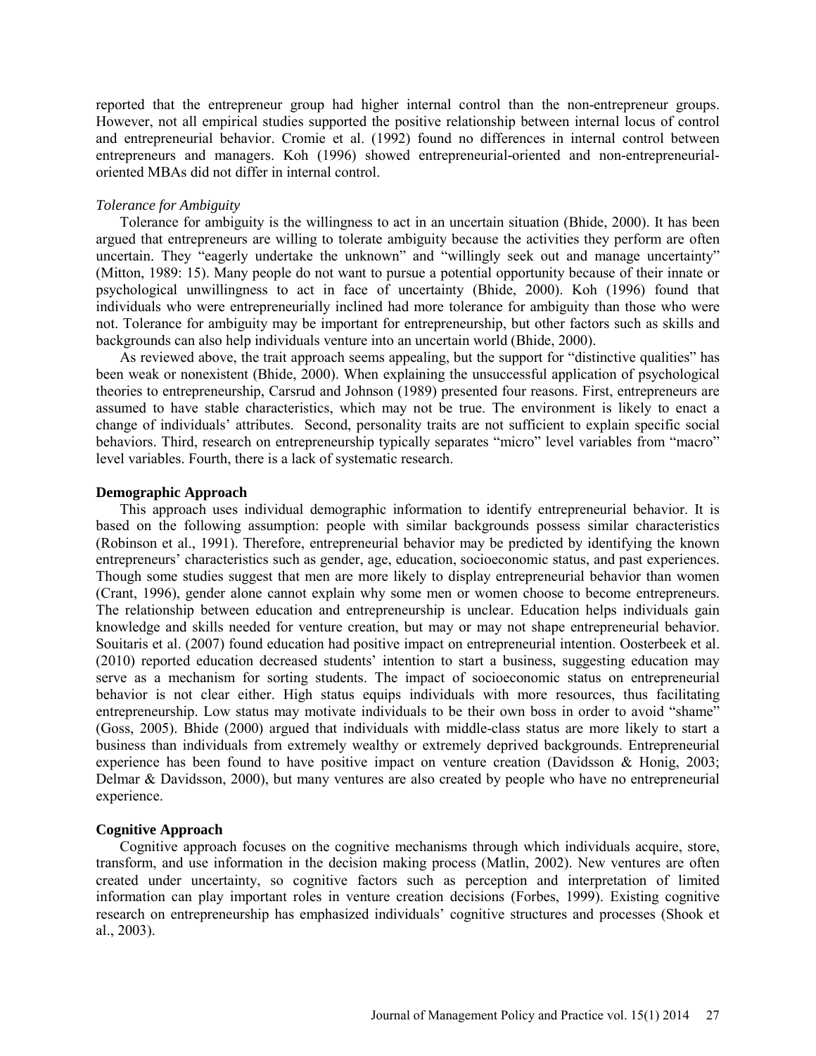reported that the entrepreneur group had higher internal control than the non-entrepreneur groups. However, not all empirical studies supported the positive relationship between internal locus of control and entrepreneurial behavior. Cromie et al. (1992) found no differences in internal control between entrepreneurs and managers. Koh (1996) showed entrepreneurial-oriented and non-entrepreneurial-oriented MBAs did not differ in internal control.

*Tolerance for Ambiguity*

Tolerance for ambiguity is the willingness to act in an uncertain situation (Bhide, 2000). It has been argued that entrepreneurs are willing to tolerate ambiguity because the activities they perform are often uncertain. They "eagerly undertake the unknown" and "willingly seek out and manage uncertainty" (Mitton, 1989: 15). Many people do not want to pursue a potential opportunity because of their innate or psychological unwillingness to act in face of uncertainty (Bhide, 2000). Koh (1996) found that individuals who were entrepreneurially inclined had more tolerance for ambiguity than those who were not. Tolerance for ambiguity may be important for entrepreneurship, but other factors such as skills and backgrounds can also help individuals venture into an uncertain world (Bhide, 2000).

As reviewed above, the trait approach seems appealing, but the support for "distinctive qualities" has been weak or nonexistent (Bhide, 2000). When explaining the unsuccessful application of psychological theories to entrepreneurship, Carsrud and Johnson (1989) presented four reasons. First, entrepreneurs are assumed to have stable characteristics, which may not be true. The environment is likely to enact a change of individuals' attributes. Second, personality traits are not sufficient to explain specific social behaviors. Third, research on entrepreneurship typically separates "micro" level variables from "macro" level variables. Fourth, there is a lack of systematic research.

**Demographic Approach**

This approach uses individual demographic information to identify entrepreneurial behavior. It is based on the following assumption: people with similar backgrounds possess similar characteristics (Robinson et al., 1991). Therefore, entrepreneurial behavior may be predicted by identifying the known entrepreneurs' characteristics such as gender, age, education, socioeconomic status, and past experiences. Though some studies suggest that men are more likely to display entrepreneurial behavior than women (Crant, 1996), gender alone cannot explain why some men or women choose to become entrepreneurs. The relationship between education and entrepreneurship is unclear. Education helps individuals gain knowledge and skills needed for venture creation, but may or may not shape entrepreneurial behavior. Souitaris et al. (2007) found education had positive impact on entrepreneurial intention. Oosterbeek et al. (2010) reported education decreased students' intention to start a business, suggesting education may serve as a mechanism for sorting students. The impact of socioeconomic status on entrepreneurial behavior is not clear either. High status equips individuals with more resources, thus facilitating entrepreneurship. Low status may motivate individuals to be their own boss in order to avoid "shame" (Goss, 2005). Bhide (2000) argued that individuals with middle-class status are more likely to start a business than individuals from extremely wealthy or extremely deprived backgrounds. Entrepreneurial experience has been found to have positive impact on venture creation (Davidsson & Honig, 2003; Delmar & Davidsson, 2000), but many ventures are also created by people who have no entrepreneurial experience.

**Cognitive Approach**

Cognitive approach focuses on the cognitive mechanisms through which individuals acquire, store, transform, and use information in the decision making process (Matlin, 2002). New ventures are often created under uncertainty, so cognitive factors such as perception and interpretation of limited information can play important roles in venture creation decisions (Forbes, 1999). Existing cognitive research on entrepreneurship has emphasized individuals' cognitive structures and processes (Shook et al., 2003).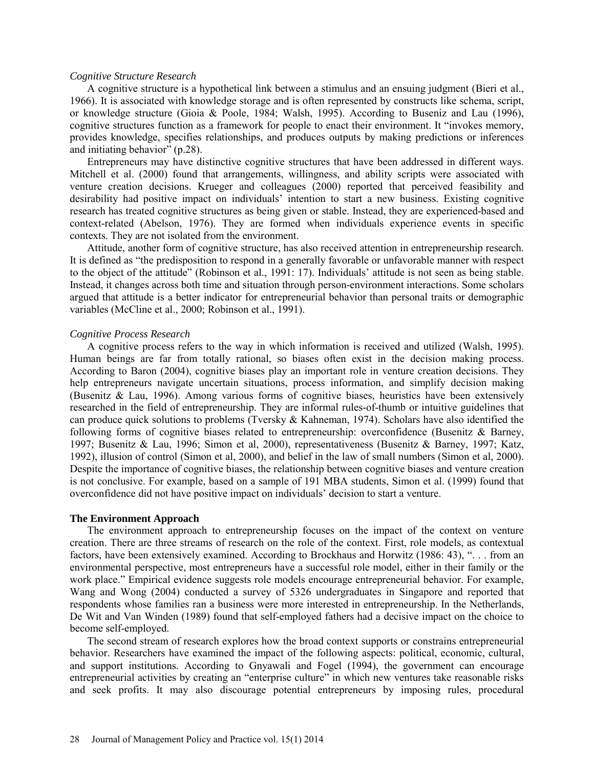*Cognitive Structure Research*

A cognitive structure is a hypothetical link between a stimulus and an ensuing judgment (Bieri et al., 1966). It is associated with knowledge storage and is often represented by constructs like schema, script, or knowledge structure (Gioia & Poole, 1984; Walsh, 1995). According to Buseniz and Lau (1996), cognitive structures function as a framework for people to enact their environment. It "invokes memory, provides knowledge, specifies relationships, and produces outputs by making predictions or inferences and initiating behavior" (p.28).

Entrepreneurs may have distinctive cognitive structures that have been addressed in different ways. Mitchell et al. (2000) found that arrangements, willingness, and ability scripts were associated with venture creation decisions. Krueger and colleagues (2000) reported that perceived feasibility and desirability had positive impact on individuals' intention to start a new business. Existing cognitive research has treated cognitive structures as being given or stable. Instead, they are experienced-based and context-related (Abelson, 1976). They are formed when individuals experience events in specific contexts. They are not isolated from the environment.

Attitude, another form of cognitive structure, has also received attention in entrepreneurship research. It is defined as "the predisposition to respond in a generally favorable or unfavorable manner with respect to the object of the attitude" (Robinson et al., 1991: 17). Individuals' attitude is not seen as being stable. Instead, it changes across both time and situation through person-environment interactions. Some scholars argued that attitude is a better indicator for entrepreneurial behavior than personal traits or demographic variables (McCline et al., 2000; Robinson et al., 1991).

*Cognitive Process Research*

A cognitive process refers to the way in which information is received and utilized (Walsh, 1995). Human beings are far from totally rational, so biases often exist in the decision making process. According to Baron (2004), cognitive biases play an important role in venture creation decisions. They help entrepreneurs navigate uncertain situations, process information, and simplify decision making (Busenitz & Lau, 1996). Among various forms of cognitive biases, heuristics have been extensively researched in the field of entrepreneurship. They are informal rules-of-thumb or intuitive guidelines that can produce quick solutions to problems (Tversky & Kahneman, 1974). Scholars have also identified the following forms of cognitive biases related to entrepreneurship: overconfidence (Busenitz & Barney, 1997; Busenitz & Lau, 1996; Simon et al, 2000), representativeness (Busenitz & Barney, 1997; Katz, 1992), illusion of control (Simon et al, 2000), and belief in the law of small numbers (Simon et al, 2000). Despite the importance of cognitive biases, the relationship between cognitive biases and venture creation is not conclusive. For example, based on a sample of 191 MBA students, Simon et al. (1999) found that overconfidence did not have positive impact on individuals' decision to start a venture.

**The Environment Approach**

The environment approach to entrepreneurship focuses on the impact of the context on venture creation. There are three streams of research on the role of the context. First, role models, as contextual factors, have been extensively examined. According to Brockhaus and Horwitz (1986: 43), ". . . from an environmental perspective, most entrepreneurs have a successful role model, either in their family or the work place." Empirical evidence suggests role models encourage entrepreneurial behavior. For example, Wang and Wong (2004) conducted a survey of 5326 undergraduates in Singapore and reported that respondents whose families ran a business were more interested in entrepreneurship. In the Netherlands, De Wit and Van Winden (1989) found that self-employed fathers had a decisive impact on the choice to become self-employed.

The second stream of research explores how the broad context supports or constrains entrepreneurial behavior. Researchers have examined the impact of the following aspects: political, economic, cultural, and support institutions. According to Gnyawali and Fogel (1994), the government can encourage entrepreneurial activities by creating an "enterprise culture" in which new ventures take reasonable risks and seek profits. It may also discourage potential entrepreneurs by imposing rules, procedural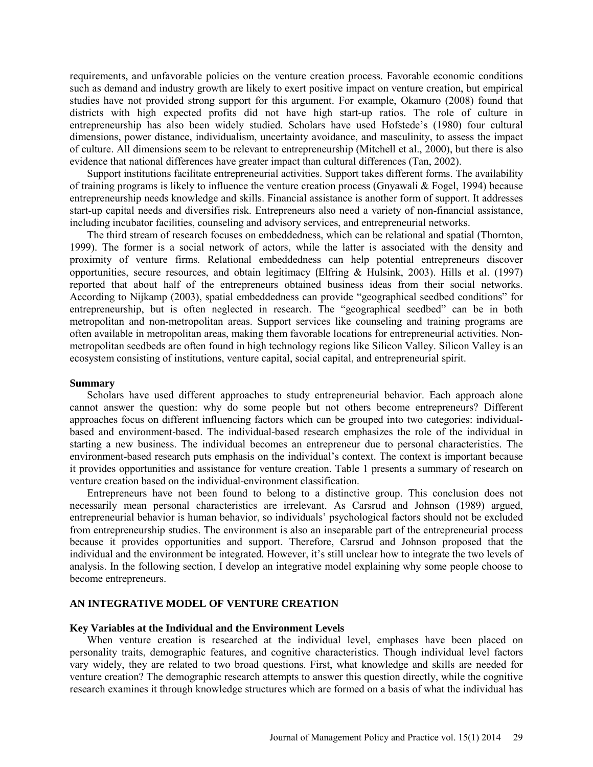requirements, and unfavorable policies on the venture creation process. Favorable economic conditions such as demand and industry growth are likely to exert positive impact on venture creation, but empirical studies have not provided strong support for this argument. For example, Okamuro (2008) found that districts with high expected profits did not have high start-up ratios. The role of culture in entrepreneurship has also been widely studied. Scholars have used Hofstede's (1980) four cultural dimensions, power distance, individualism, uncertainty avoidance, and masculinity, to assess the impact of culture. All dimensions seem to be relevant to entrepreneurship (Mitchell et al., 2000), but there is also evidence that national differences have greater impact than cultural differences (Tan, 2002).

Support institutions facilitate entrepreneurial activities. Support takes different forms. The availability of training programs is likely to influence the venture creation process (Gnyawali & Fogel, 1994) because entrepreneurship needs knowledge and skills. Financial assistance is another form of support. It addresses start-up capital needs and diversifies risk. Entrepreneurs also need a variety of non-financial assistance, including incubator facilities, counseling and advisory services, and entrepreneurial networks.

The third stream of research focuses on embeddedness, which can be relational and spatial (Thornton, 1999). The former is a social network of actors, while the latter is associated with the density and proximity of venture firms. Relational embeddedness can help potential entrepreneurs discover opportunities, secure resources, and obtain legitimacy (Elfring & Hulsink, 2003). Hills et al. (1997) reported that about half of the entrepreneurs obtained business ideas from their social networks. According to Nijkamp (2003), spatial embeddedness can provide "geographical seedbed conditions" for entrepreneurship, but is often neglected in research. The "geographical seedbed" can be in both metropolitan and non-metropolitan areas. Support services like counseling and training programs are often available in metropolitan areas, making them favorable locations for entrepreneurial activities. Non-metropolitan seedbeds are often found in high technology regions like Silicon Valley. Silicon Valley is an ecosystem consisting of institutions, venture capital, social capital, and entrepreneurial spirit.

### Summary

Scholars have used different approaches to study entrepreneurial behavior. Each approach alone cannot answer the question: why do some people but not others become entrepreneurs? Different approaches focus on different influencing factors which can be grouped into two categories: individual-based and environment-based. The individual-based research emphasizes the role of the individual in starting a new business. The individual becomes an entrepreneur due to personal characteristics. The environment-based research puts emphasis on the individual's context. The context is important because it provides opportunities and assistance for venture creation. Table 1 presents a summary of research on venture creation based on the individual-environment classification.

Entrepreneurs have not been found to belong to a distinctive group. This conclusion does not necessarily mean personal characteristics are irrelevant. As Carsrud and Johnson (1989) argued, entrepreneurial behavior is human behavior, so individuals' psychological factors should not be excluded from entrepreneurship studies. The environment is also an inseparable part of the entrepreneurial process because it provides opportunities and support. Therefore, Carsrud and Johnson proposed that the individual and the environment be integrated. However, it's still unclear how to integrate the two levels of analysis. In the following section, I develop an integrative model explaining why some people choose to become entrepreneurs.

## AN INTEGRATIVE MODEL OF VENTURE CREATION

### Key Variables at the Individual and the Environment Levels

When venture creation is researched at the individual level, emphases have been placed on personality traits, demographic features, and cognitive characteristics. Though individual level factors vary widely, they are related to two broad questions. First, what knowledge and skills are needed for venture creation? The demographic research attempts to answer this question directly, while the cognitive research examines it through knowledge structures which are formed on a basis of what the individual has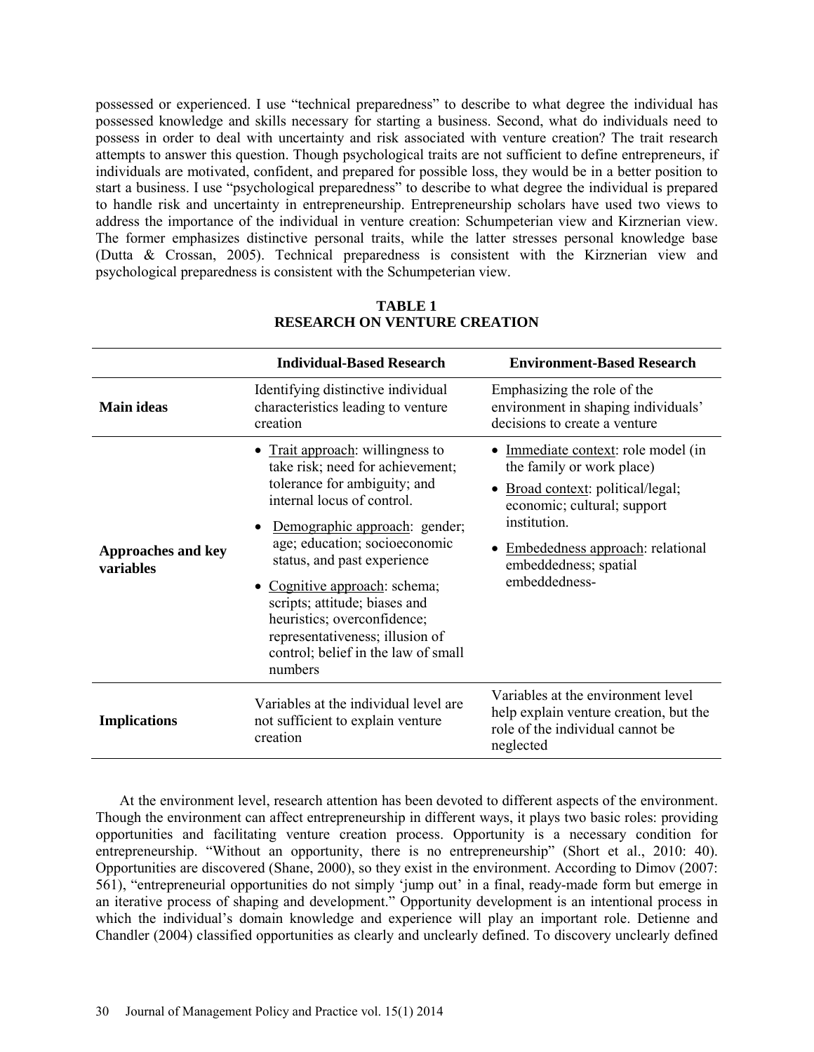possessed or experienced. I use "technical preparedness" to describe to what degree the individual has possessed knowledge and skills necessary for starting a business. Second, what do individuals need to possess in order to deal with uncertainty and risk associated with venture creation? The trait research attempts to answer this question. Though psychological traits are not sufficient to define entrepreneurs, if individuals are motivated, confident, and prepared for possible loss, they would be in a better position to start a business. I use "psychological preparedness" to describe to what degree the individual is prepared to handle risk and uncertainty in entrepreneurship. Entrepreneurship scholars have used two views to address the importance of the individual in venture creation: Schumpeterian view and Kirznerian view. The former emphasizes distinctive personal traits, while the latter stresses personal knowledge base (Dutta & Crossan, 2005). Technical preparedness is consistent with the Kirznerian view and psychological preparedness is consistent with the Schumpeterian view.

**TABLE 1**
**RESEARCH ON VENTURE CREATION**

| | **Individual-Based Research** | **Environment-Based Research** |
|---|---|---|
| **Main ideas** | Identifying distinctive individual characteristics leading to venture creation | Emphasizing the role of the environment in shaping individuals' decisions to create a venture |
| **Approaches and key variables** | • Trait approach: willingness to take risk; need for achievement; tolerance for ambiguity; and internal locus of control. <br> • Demographic approach: gender; age; education; socioeconomic status, and past experience <br> • Cognitive approach: schema; scripts; attitude; biases and heuristics; overconfidence; representativeness; illusion of control; belief in the law of small numbers | • Immediate context: role model (in the family or work place) <br> • Broad context: political/legal; economic; cultural; support institution. <br> • Embededness approach: relational embeddedness; spatial embeddedness- |
| **Implications** | Variables at the individual level are not sufficient to explain venture creation | Variables at the environment level help explain venture creation, but the role of the individual cannot be neglected |

At the environment level, research attention has been devoted to different aspects of the environment. Though the environment can affect entrepreneurship in different ways, it plays two basic roles: providing opportunities and facilitating venture creation process. Opportunity is a necessary condition for entrepreneurship. "Without an opportunity, there is no entrepreneurship" (Short et al., 2010: 40). Opportunities are discovered (Shane, 2000), so they exist in the environment. According to Dimov (2007: 561), "entrepreneurial opportunities do not simply 'jump out' in a final, ready-made form but emerge in an iterative process of shaping and development." Opportunity development is an intentional process in which the individual's domain knowledge and experience will play an important role. Detienne and Chandler (2004) classified opportunities as clearly and unclearly defined. To discovery unclearly defined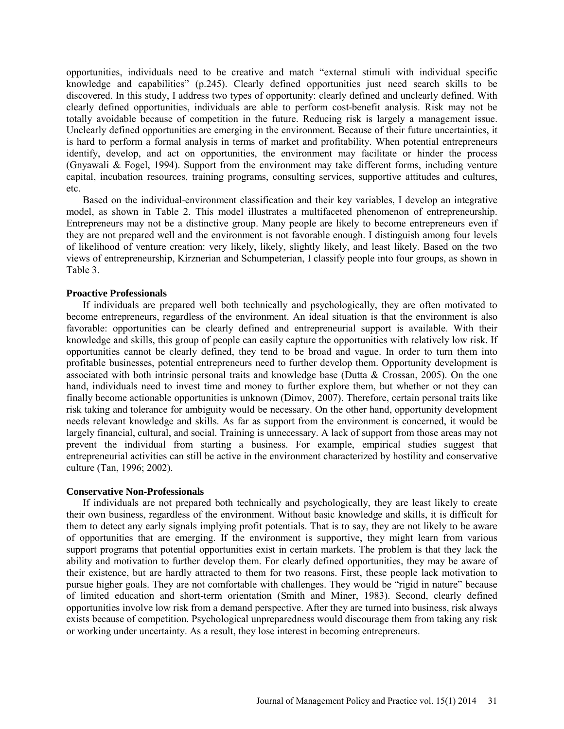opportunities, individuals need to be creative and match "external stimuli with individual specific knowledge and capabilities" (p.245). Clearly defined opportunities just need search skills to be discovered. In this study, I address two types of opportunity: clearly defined and unclearly defined. With clearly defined opportunities, individuals are able to perform cost-benefit analysis. Risk may not be totally avoidable because of competition in the future. Reducing risk is largely a management issue. Unclearly defined opportunities are emerging in the environment. Because of their future uncertainties, it is hard to perform a formal analysis in terms of market and profitability. When potential entrepreneurs identify, develop, and act on opportunities, the environment may facilitate or hinder the process (Gnyawali & Fogel, 1994). Support from the environment may take different forms, including venture capital, incubation resources, training programs, consulting services, supportive attitudes and cultures, etc.

Based on the individual-environment classification and their key variables, I develop an integrative model, as shown in Table 2. This model illustrates a multifaceted phenomenon of entrepreneurship. Entrepreneurs may not be a distinctive group. Many people are likely to become entrepreneurs even if they are not prepared well and the environment is not favorable enough. I distinguish among four levels of likelihood of venture creation: very likely, likely, slightly likely, and least likely. Based on the two views of entrepreneurship, Kirznerian and Schumpeterian, I classify people into four groups, as shown in Table 3.

### Proactive Professionals

If individuals are prepared well both technically and psychologically, they are often motivated to become entrepreneurs, regardless of the environment. An ideal situation is that the environment is also favorable: opportunities can be clearly defined and entrepreneurial support is available. With their knowledge and skills, this group of people can easily capture the opportunities with relatively low risk. If opportunities cannot be clearly defined, they tend to be broad and vague. In order to turn them into profitable businesses, potential entrepreneurs need to further develop them. Opportunity development is associated with both intrinsic personal traits and knowledge base (Dutta & Crossan, 2005). On the one hand, individuals need to invest time and money to further explore them, but whether or not they can finally become actionable opportunities is unknown (Dimov, 2007). Therefore, certain personal traits like risk taking and tolerance for ambiguity would be necessary. On the other hand, opportunity development needs relevant knowledge and skills. As far as support from the environment is concerned, it would be largely financial, cultural, and social. Training is unnecessary. A lack of support from those areas may not prevent the individual from starting a business. For example, empirical studies suggest that entrepreneurial activities can still be active in the environment characterized by hostility and conservative culture (Tan, 1996; 2002).

### Conservative Non-Professionals

If individuals are not prepared both technically and psychologically, they are least likely to create their own business, regardless of the environment. Without basic knowledge and skills, it is difficult for them to detect any early signals implying profit potentials. That is to say, they are not likely to be aware of opportunities that are emerging. If the environment is supportive, they might learn from various support programs that potential opportunities exist in certain markets. The problem is that they lack the ability and motivation to further develop them. For clearly defined opportunities, they may be aware of their existence, but are hardly attracted to them for two reasons. First, these people lack motivation to pursue higher goals. They are not comfortable with challenges. They would be "rigid in nature" because of limited education and short-term orientation (Smith and Miner, 1983). Second, clearly defined opportunities involve low risk from a demand perspective. After they are turned into business, risk always exists because of competition. Psychological unpreparedness would discourage them from taking any risk or working under uncertainty. As a result, they lose interest in becoming entrepreneurs.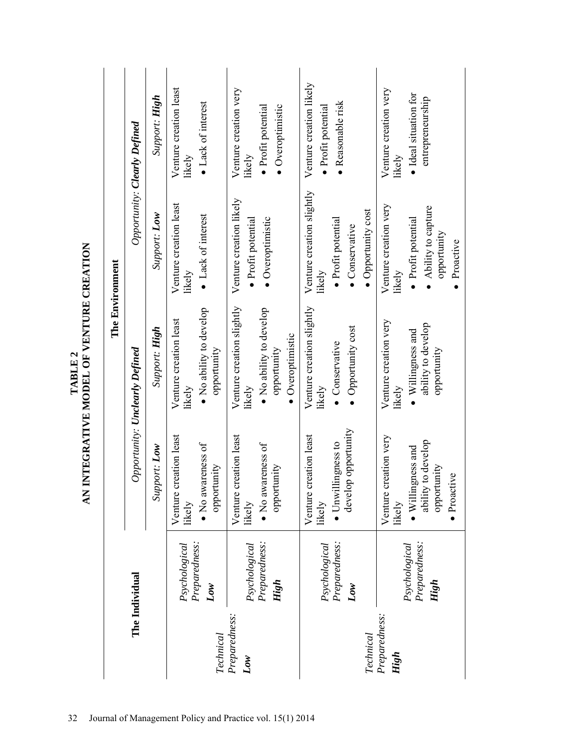**TABLE 2**
**AN INTEGRATIVE MODEL OF VENTURE CREATION**

| The Individual | | The Environment | | | |
|---|---|---|---|---|---|
| | | *Opportunity: **Unclearly Defined*** | | *Opportunity: **Clearly Defined*** | |
| | | *Support: **Low*** | *Support: **High*** | *Support: **Low*** | *Support: **High*** |
| *Technical Preparedness:* ***Low*** | *Psychological Preparedness:* ***Low*** | Venture creation least likely<br>• No awareness of opportunity | Venture creation least likely<br>• No ability to develop opportunity | Venture creation least likely<br>• Lack of interest | Venture creation least likely<br>• Lack of interest |
| | *Psychological Preparedness:* ***High*** | Venture creation least likely<br>• No awareness of opportunity | Venture creation slightly likely<br>• No ability to develop opportunity<br>• Overoptimistic | Venture creation likely<br>• Profit potential<br>• Overoptimistic | Venture creation very likely<br>• Profit potential<br>• Overoptimistic |
| *Technical Preparedness:* ***High*** | *Psychological Preparedness:* ***Low*** | Venture creation least likely<br>• Unwillingness to develop opportunity | Venture creation slightly likely<br>• Conservative<br>• Opportunity cost | Venture creation slightly likely<br>• Profit potential<br>• Conservative<br>• Opportunity cost | Venture creation likely<br>• Profit potential<br>• Reasonable risk |
| | *Psychological Preparedness:* ***High*** | Venture creation very likely<br>• Willingness and ability to develop opportunity<br>• Proactive | Venture creation very likely<br>• Willingness and ability to develop opportunity | Venture creation very likely<br>• Profit potential<br>• Ability to capture opportunity<br>• Proactive | Venture creation very likely<br>• Ideal situation for entrepreneurship |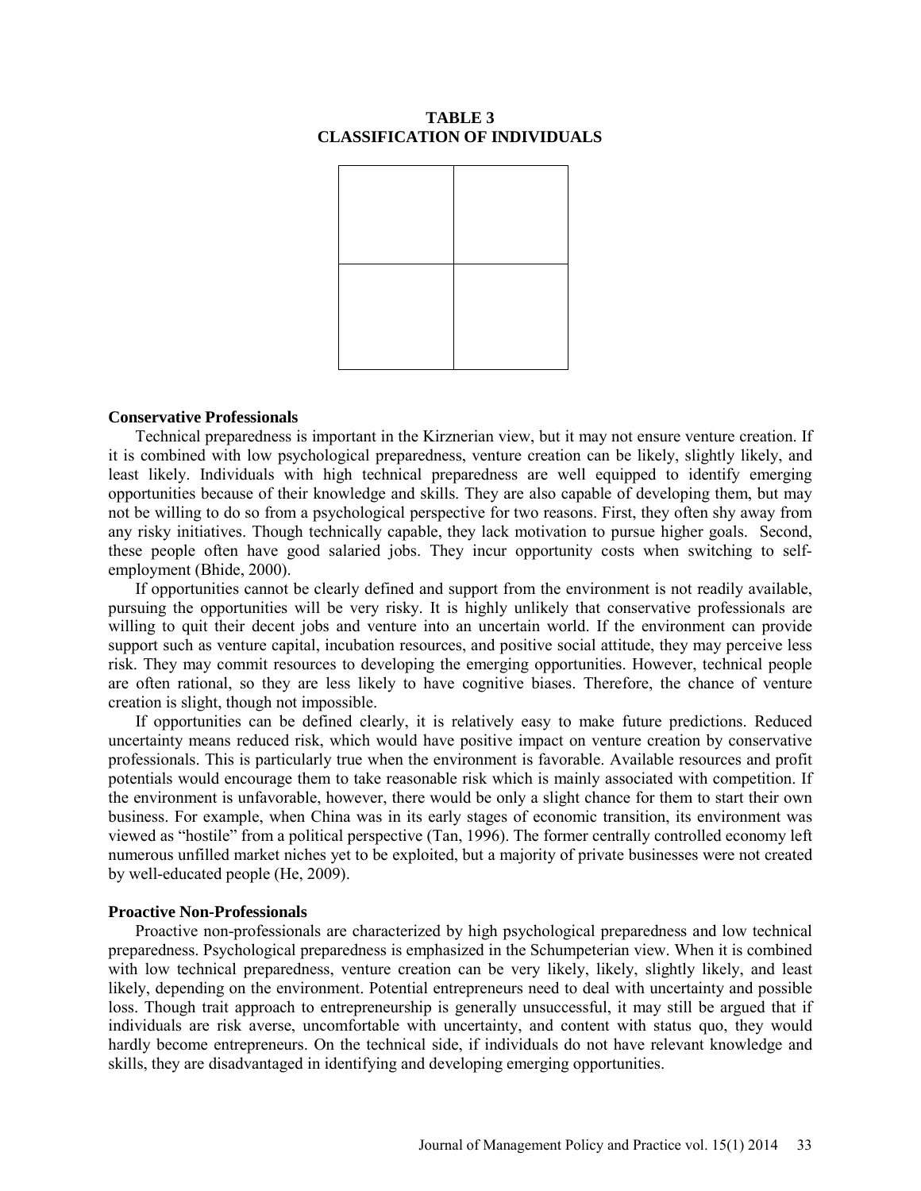**TABLE 3**
**CLASSIFICATION OF INDIVIDUALS**

| | |
|---|---|
| | |

**Conservative Professionals**

Technical preparedness is important in the Kirznerian view, but it may not ensure venture creation. If it is combined with low psychological preparedness, venture creation can be likely, slightly likely, and least likely. Individuals with high technical preparedness are well equipped to identify emerging opportunities because of their knowledge and skills. They are also capable of developing them, but may not be willing to do so from a psychological perspective for two reasons. First, they often shy away from any risky initiatives. Though technically capable, they lack motivation to pursue higher goals. Second, these people often have good salaried jobs. They incur opportunity costs when switching to self-employment (Bhide, 2000).

If opportunities cannot be clearly defined and support from the environment is not readily available, pursuing the opportunities will be very risky. It is highly unlikely that conservative professionals are willing to quit their decent jobs and venture into an uncertain world. If the environment can provide support such as venture capital, incubation resources, and positive social attitude, they may perceive less risk. They may commit resources to developing the emerging opportunities. However, technical people are often rational, so they are less likely to have cognitive biases. Therefore, the chance of venture creation is slight, though not impossible.

If opportunities can be defined clearly, it is relatively easy to make future predictions. Reduced uncertainty means reduced risk, which would have positive impact on venture creation by conservative professionals. This is particularly true when the environment is favorable. Available resources and profit potentials would encourage them to take reasonable risk which is mainly associated with competition. If the environment is unfavorable, however, there would be only a slight chance for them to start their own business. For example, when China was in its early stages of economic transition, its environment was viewed as "hostile" from a political perspective (Tan, 1996). The former centrally controlled economy left numerous unfilled market niches yet to be exploited, but a majority of private businesses were not created by well-educated people (He, 2009).

**Proactive Non-Professionals**

Proactive non-professionals are characterized by high psychological preparedness and low technical preparedness. Psychological preparedness is emphasized in the Schumpeterian view. When it is combined with low technical preparedness, venture creation can be very likely, likely, slightly likely, and least likely, depending on the environment. Potential entrepreneurs need to deal with uncertainty and possible loss. Though trait approach to entrepreneurship is generally unsuccessful, it may still be argued that if individuals are risk averse, uncomfortable with uncertainty, and content with status quo, they would hardly become entrepreneurs. On the technical side, if individuals do not have relevant knowledge and skills, they are disadvantaged in identifying and developing emerging opportunities.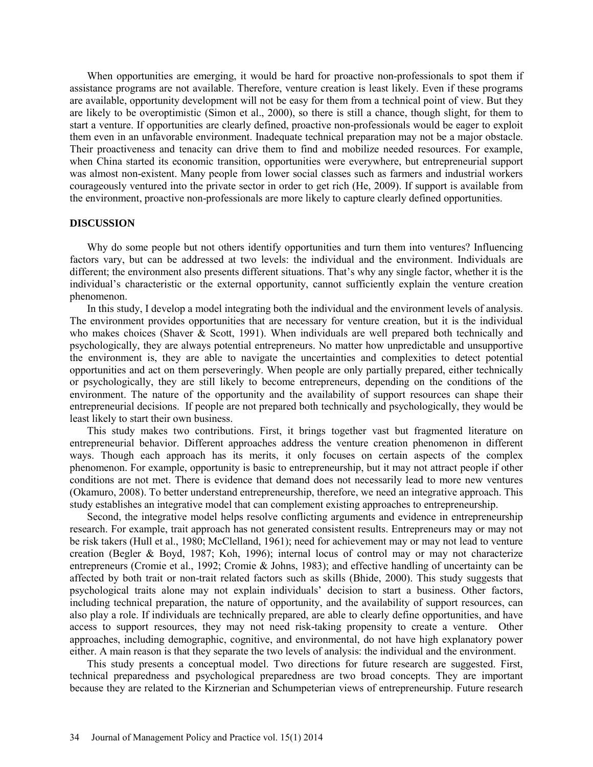When opportunities are emerging, it would be hard for proactive non-professionals to spot them if assistance programs are not available. Therefore, venture creation is least likely. Even if these programs are available, opportunity development will not be easy for them from a technical point of view. But they are likely to be overoptimistic (Simon et al., 2000), so there is still a chance, though slight, for them to start a venture. If opportunities are clearly defined, proactive non-professionals would be eager to exploit them even in an unfavorable environment. Inadequate technical preparation may not be a major obstacle. Their proactiveness and tenacity can drive them to find and mobilize needed resources. For example, when China started its economic transition, opportunities were everywhere, but entrepreneurial support was almost non-existent. Many people from lower social classes such as farmers and industrial workers courageously ventured into the private sector in order to get rich (He, 2009). If support is available from the environment, proactive non-professionals are more likely to capture clearly defined opportunities.

## DISCUSSION

Why do some people but not others identify opportunities and turn them into ventures? Influencing factors vary, but can be addressed at two levels: the individual and the environment. Individuals are different; the environment also presents different situations. That's why any single factor, whether it is the individual's characteristic or the external opportunity, cannot sufficiently explain the venture creation phenomenon.

In this study, I develop a model integrating both the individual and the environment levels of analysis. The environment provides opportunities that are necessary for venture creation, but it is the individual who makes choices (Shaver & Scott, 1991). When individuals are well prepared both technically and psychologically, they are always potential entrepreneurs. No matter how unpredictable and unsupportive the environment is, they are able to navigate the uncertainties and complexities to detect potential opportunities and act on them perseveringly. When people are only partially prepared, either technically or psychologically, they are still likely to become entrepreneurs, depending on the conditions of the environment. The nature of the opportunity and the availability of support resources can shape their entrepreneurial decisions. If people are not prepared both technically and psychologically, they would be least likely to start their own business.

This study makes two contributions. First, it brings together vast but fragmented literature on entrepreneurial behavior. Different approaches address the venture creation phenomenon in different ways. Though each approach has its merits, it only focuses on certain aspects of the complex phenomenon. For example, opportunity is basic to entrepreneurship, but it may not attract people if other conditions are not met. There is evidence that demand does not necessarily lead to more new ventures (Okamuro, 2008). To better understand entrepreneurship, therefore, we need an integrative approach. This study establishes an integrative model that can complement existing approaches to entrepreneurship.

Second, the integrative model helps resolve conflicting arguments and evidence in entrepreneurship research. For example, trait approach has not generated consistent results. Entrepreneurs may or may not be risk takers (Hull et al., 1980; McClelland, 1961); need for achievement may or may not lead to venture creation (Begler & Boyd, 1987; Koh, 1996); internal locus of control may or may not characterize entrepreneurs (Cromie et al., 1992; Cromie & Johns, 1983); and effective handling of uncertainty can be affected by both trait or non-trait related factors such as skills (Bhide, 2000). This study suggests that psychological traits alone may not explain individuals' decision to start a business. Other factors, including technical preparation, the nature of opportunity, and the availability of support resources, can also play a role. If individuals are technically prepared, are able to clearly define opportunities, and have access to support resources, they may not need risk-taking propensity to create a venture. Other approaches, including demographic, cognitive, and environmental, do not have high explanatory power either. A main reason is that they separate the two levels of analysis: the individual and the environment.

This study presents a conceptual model. Two directions for future research are suggested. First, technical preparedness and psychological preparedness are two broad concepts. They are important because they are related to the Kirznerian and Schumpeterian views of entrepreneurship. Future research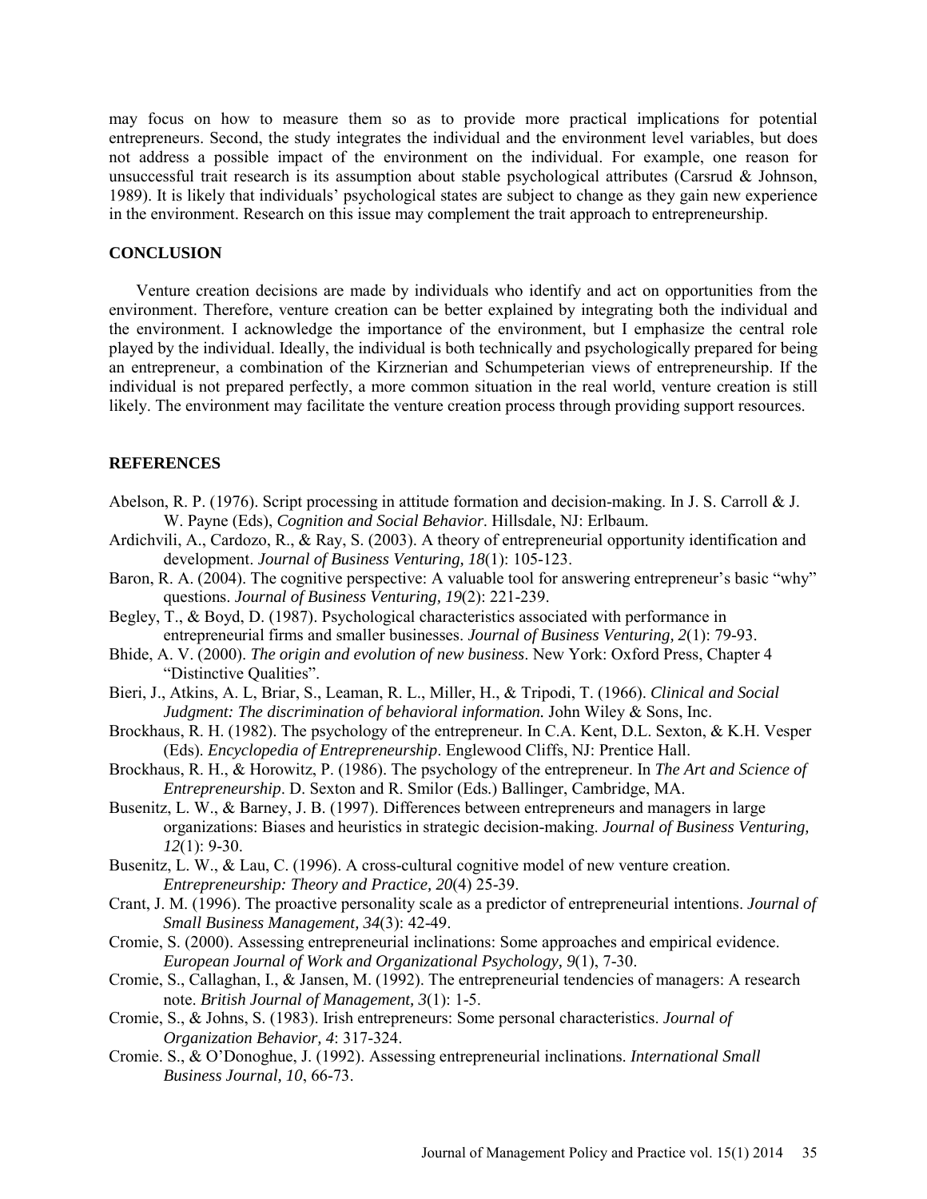may focus on how to measure them so as to provide more practical implications for potential entrepreneurs. Second, the study integrates the individual and the environment level variables, but does not address a possible impact of the environment on the individual. For example, one reason for unsuccessful trait research is its assumption about stable psychological attributes (Carsrud & Johnson, 1989). It is likely that individuals' psychological states are subject to change as they gain new experience in the environment. Research on this issue may complement the trait approach to entrepreneurship.

## CONCLUSION

Venture creation decisions are made by individuals who identify and act on opportunities from the environment. Therefore, venture creation can be better explained by integrating both the individual and the environment. I acknowledge the importance of the environment, but I emphasize the central role played by the individual. Ideally, the individual is both technically and psychologically prepared for being an entrepreneur, a combination of the Kirznerian and Schumpeterian views of entrepreneurship. If the individual is not prepared perfectly, a more common situation in the real world, venture creation is still likely. The environment may facilitate the venture creation process through providing support resources.

## REFERENCES

Abelson, R. P. (1976). Script processing in attitude formation and decision-making. In J. S. Carroll & J. W. Payne (Eds), *Cognition and Social Behavior*. Hillsdale, NJ: Erlbaum.

Ardichvili, A., Cardozo, R., & Ray, S. (2003). A theory of entrepreneurial opportunity identification and development. *Journal of Business Venturing, 18*(1): 105-123.

Baron, R. A. (2004). The cognitive perspective: A valuable tool for answering entrepreneur's basic "why" questions. *Journal of Business Venturing, 19*(2): 221-239.

Begley, T., & Boyd, D. (1987). Psychological characteristics associated with performance in entrepreneurial firms and smaller businesses. *Journal of Business Venturing, 2*(1): 79-93.

Bhide, A. V. (2000). *The origin and evolution of new business*. New York: Oxford Press, Chapter 4 "Distinctive Qualities".

Bieri, J., Atkins, A. L, Briar, S., Leaman, R. L., Miller, H., & Tripodi, T. (1966). *Clinical and Social Judgment: The discrimination of behavioral information.* John Wiley & Sons, Inc.

Brockhaus, R. H. (1982). The psychology of the entrepreneur. In C.A. Kent, D.L. Sexton, & K.H. Vesper (Eds). *Encyclopedia of Entrepreneurship*. Englewood Cliffs, NJ: Prentice Hall.

Brockhaus, R. H., & Horowitz, P. (1986). The psychology of the entrepreneur. In *The Art and Science of Entrepreneurship*. D. Sexton and R. Smilor (Eds.) Ballinger, Cambridge, MA.

Busenitz, L. W., & Barney, J. B. (1997). Differences between entrepreneurs and managers in large organizations: Biases and heuristics in strategic decision-making. *Journal of Business Venturing, 12*(1): 9-30.

Busenitz, L. W., & Lau, C. (1996). A cross-cultural cognitive model of new venture creation. *Entrepreneurship: Theory and Practice, 20*(4) 25-39.

Crant, J. M. (1996). The proactive personality scale as a predictor of entrepreneurial intentions. *Journal of Small Business Management, 34*(3): 42-49.

Cromie, S. (2000). Assessing entrepreneurial inclinations: Some approaches and empirical evidence. *European Journal of Work and Organizational Psychology, 9*(1), 7-30.

Cromie, S., Callaghan, I., & Jansen, M. (1992). The entrepreneurial tendencies of managers: A research note. *British Journal of Management, 3*(1): 1-5.

Cromie, S., & Johns, S. (1983). Irish entrepreneurs: Some personal characteristics. *Journal of Organization Behavior, 4*: 317-324.

Cromie. S., & O'Donoghue, J. (1992). Assessing entrepreneurial inclinations. *International Small Business Journal, 10*, 66-73.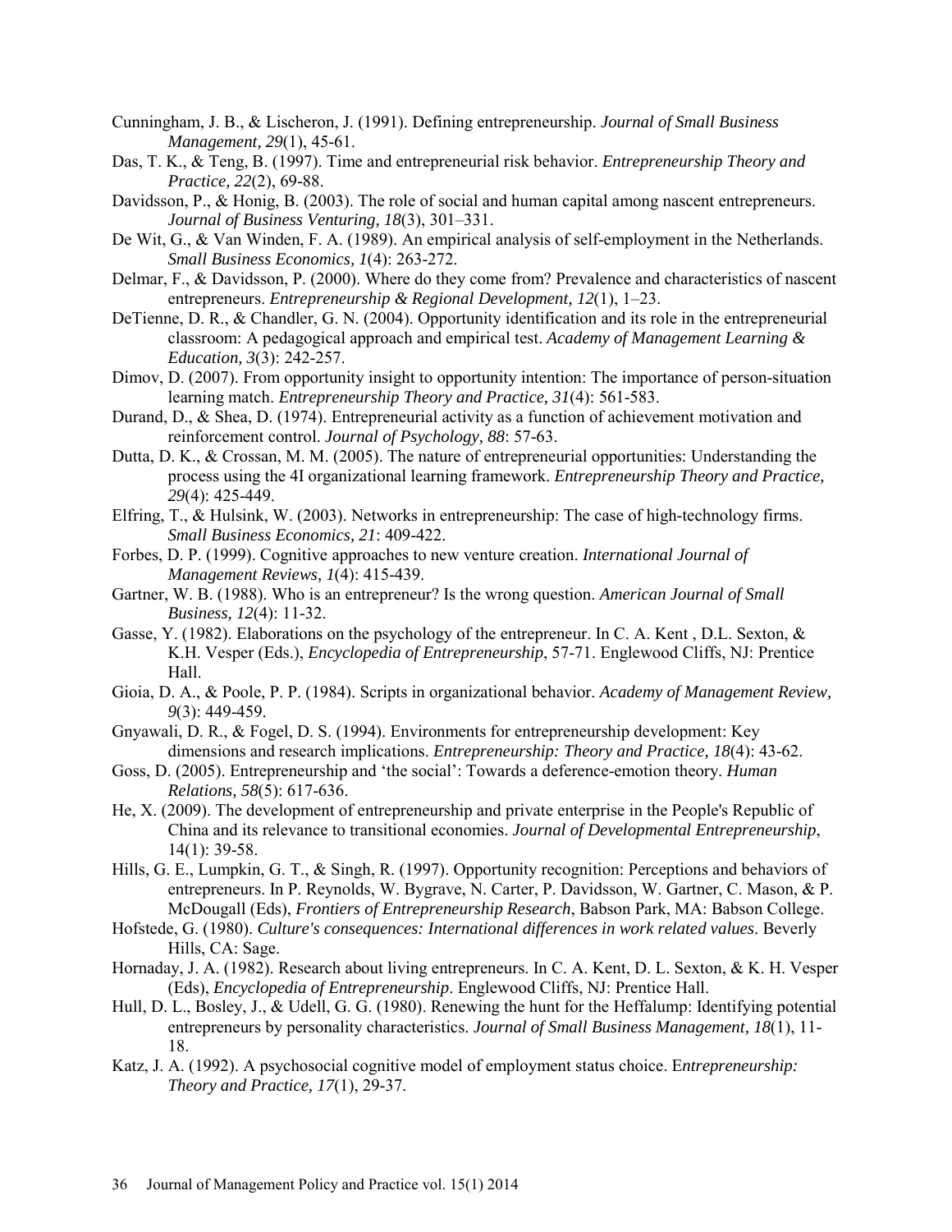Cunningham, J. B., & Lischeron, J. (1991). Defining entrepreneurship. *Journal of Small Business Management, 29*(1), 45-61.

Das, T. K., & Teng, B. (1997). Time and entrepreneurial risk behavior. *Entrepreneurship Theory and Practice, 22*(2), 69-88.

Davidsson, P., & Honig, B. (2003). The role of social and human capital among nascent entrepreneurs. *Journal of Business Venturing, 18*(3), 301–331.

De Wit, G., & Van Winden, F. A. (1989). An empirical analysis of self-employment in the Netherlands. *Small Business Economics, 1*(4): 263-272.

Delmar, F., & Davidsson, P. (2000). Where do they come from? Prevalence and characteristics of nascent entrepreneurs. *Entrepreneurship & Regional Development, 12*(1), 1–23.

DeTienne, D. R., & Chandler, G. N. (2004). Opportunity identification and its role in the entrepreneurial classroom: A pedagogical approach and empirical test. *Academy of Management Learning & Education, 3*(3): 242-257.

Dimov, D. (2007). From opportunity insight to opportunity intention: The importance of person-situation learning match. *Entrepreneurship Theory and Practice, 31*(4): 561-583.

Durand, D., & Shea, D. (1974). Entrepreneurial activity as a function of achievement motivation and reinforcement control. *Journal of Psychology, 88*: 57-63.

Dutta, D. K., & Crossan, M. M. (2005). The nature of entrepreneurial opportunities: Understanding the process using the 4I organizational learning framework. *Entrepreneurship Theory and Practice, 29*(4): 425-449.

Elfring, T., & Hulsink, W. (2003). Networks in entrepreneurship: The case of high-technology firms. *Small Business Economics, 21*: 409-422.

Forbes, D. P. (1999). Cognitive approaches to new venture creation. *International Journal of Management Reviews, 1*(4): 415-439.

Gartner, W. B. (1988). Who is an entrepreneur? Is the wrong question. *American Journal of Small Business, 12*(4): 11-32.

Gasse, Y. (1982). Elaborations on the psychology of the entrepreneur. In C. A. Kent , D.L. Sexton, & K.H. Vesper (Eds.), *Encyclopedia of Entrepreneurship*, 57-71. Englewood Cliffs, NJ: Prentice Hall.

Gioia, D. A., & Poole, P. P. (1984). Scripts in organizational behavior. *Academy of Management Review, 9*(3): 449-459.

Gnyawali, D. R., & Fogel, D. S. (1994). Environments for entrepreneurship development: Key dimensions and research implications. *Entrepreneurship: Theory and Practice, 18*(4): 43-62.

Goss, D. (2005). Entrepreneurship and 'the social': Towards a deference-emotion theory. *Human Relations, 58*(5): 617-636.

He, X. (2009). The development of entrepreneurship and private enterprise in the People's Republic of China and its relevance to transitional economies. *Journal of Developmental Entrepreneurship*, 14(1): 39-58.

Hills, G. E., Lumpkin, G. T., & Singh, R. (1997). Opportunity recognition: Perceptions and behaviors of entrepreneurs. In P. Reynolds, W. Bygrave, N. Carter, P. Davidsson, W. Gartner, C. Mason, & P. McDougall (Eds), *Frontiers of Entrepreneurship Research*, Babson Park, MA: Babson College.

Hofstede, G. (1980). *Culture's consequences: International differences in work related values*. Beverly Hills, CA: Sage.

Hornaday, J. A. (1982). Research about living entrepreneurs. In C. A. Kent, D. L. Sexton, & K. H. Vesper (Eds), *Encyclopedia of Entrepreneurship*. Englewood Cliffs, NJ: Prentice Hall.

Hull, D. L., Bosley, J., & Udell, G. G. (1980). Renewing the hunt for the Heffalump: Identifying potential entrepreneurs by personality characteristics. *Journal of Small Business Management, 18*(1), 11-18.

Katz, J. A. (1992). A psychosocial cognitive model of employment status choice. E*ntrepreneurship: Theory and Practice, 17*(1), 29-37.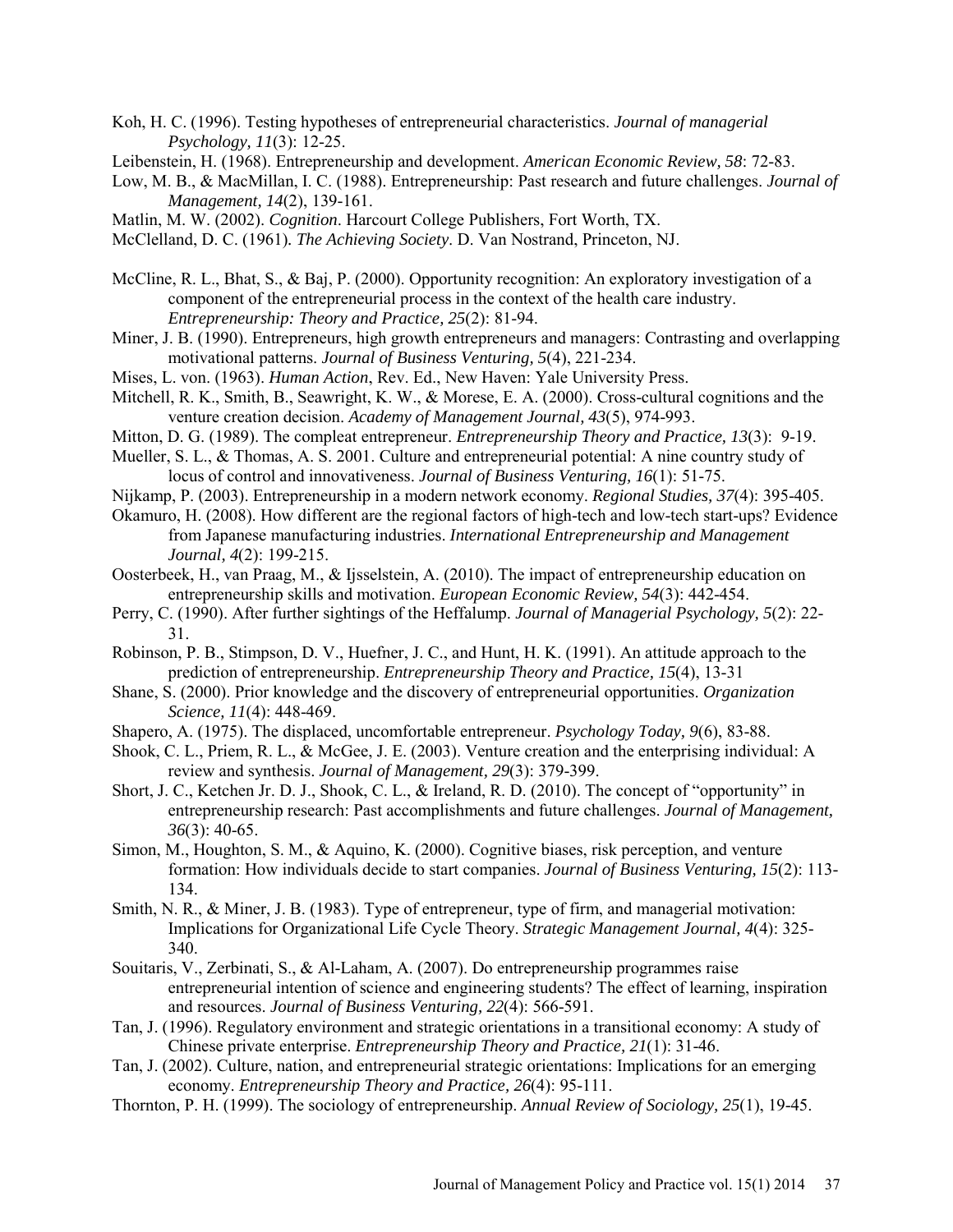Koh, H. C. (1996). Testing hypotheses of entrepreneurial characteristics. *Journal of managerial Psychology, 11*(3): 12-25.

Leibenstein, H. (1968). Entrepreneurship and development. *American Economic Review, 58*: 72-83.

Low, M. B., & MacMillan, I. C. (1988). Entrepreneurship: Past research and future challenges. *Journal of Management, 14*(2), 139-161.

Matlin, M. W. (2002). *Cognition*. Harcourt College Publishers, Fort Worth, TX.

McClelland, D. C. (1961). *The Achieving Society*. D. Van Nostrand, Princeton, NJ.

McCline, R. L., Bhat, S., & Baj, P. (2000). Opportunity recognition: An exploratory investigation of a component of the entrepreneurial process in the context of the health care industry. *Entrepreneurship: Theory and Practice, 25*(2): 81-94.

Miner, J. B. (1990). Entrepreneurs, high growth entrepreneurs and managers: Contrasting and overlapping motivational patterns. *Journal of Business Venturing, 5*(4), 221-234.

Mises, L. von. (1963). *Human Action*, Rev. Ed., New Haven: Yale University Press.

Mitchell, R. K., Smith, B., Seawright, K. W., & Morese, E. A. (2000). Cross-cultural cognitions and the venture creation decision. *Academy of Management Journal, 43*(5), 974-993.

Mitton, D. G. (1989). The compleat entrepreneur. *Entrepreneurship Theory and Practice, 13*(3): 9-19.

Mueller, S. L., & Thomas, A. S. 2001. Culture and entrepreneurial potential: A nine country study of locus of control and innovativeness. *Journal of Business Venturing, 16*(1): 51-75.

Nijkamp, P. (2003). Entrepreneurship in a modern network economy. *Regional Studies, 37*(4): 395-405.

Okamuro, H. (2008). How different are the regional factors of high-tech and low-tech start-ups? Evidence from Japanese manufacturing industries. *International Entrepreneurship and Management Journal, 4*(2): 199-215.

Oosterbeek, H., van Praag, M., & Ijsselstein, A. (2010). The impact of entrepreneurship education on entrepreneurship skills and motivation. *European Economic Review, 54*(3): 442-454.

Perry, C. (1990). After further sightings of the Heffalump. *Journal of Managerial Psychology, 5*(2): 22-31.

Robinson, P. B., Stimpson, D. V., Huefner, J. C., and Hunt, H. K. (1991). An attitude approach to the prediction of entrepreneurship. *Entrepreneurship Theory and Practice, 15*(4), 13-31

Shane, S. (2000). Prior knowledge and the discovery of entrepreneurial opportunities. *Organization Science, 11*(4): 448-469.

Shapero, A. (1975). The displaced, uncomfortable entrepreneur. *Psychology Today, 9*(6), 83-88.

Shook, C. L., Priem, R. L., & McGee, J. E. (2003). Venture creation and the enterprising individual: A review and synthesis. *Journal of Management, 29*(3): 379-399.

Short, J. C., Ketchen Jr. D. J., Shook, C. L., & Ireland, R. D. (2010). The concept of "opportunity" in entrepreneurship research: Past accomplishments and future challenges. *Journal of Management, 36*(3): 40-65.

Simon, M., Houghton, S. M., & Aquino, K. (2000). Cognitive biases, risk perception, and venture formation: How individuals decide to start companies. *Journal of Business Venturing, 15*(2): 113-134.

Smith, N. R., & Miner, J. B. (1983). Type of entrepreneur, type of firm, and managerial motivation: Implications for Organizational Life Cycle Theory. *Strategic Management Journal, 4*(4): 325-340.

Souitaris, V., Zerbinati, S., & Al-Laham, A. (2007). Do entrepreneurship programmes raise entrepreneurial intention of science and engineering students? The effect of learning, inspiration and resources. *Journal of Business Venturing, 22*(4): 566-591.

Tan, J. (1996). Regulatory environment and strategic orientations in a transitional economy: A study of Chinese private enterprise. *Entrepreneurship Theory and Practice, 21*(1): 31-46.

Tan, J. (2002). Culture, nation, and entrepreneurial strategic orientations: Implications for an emerging economy. *Entrepreneurship Theory and Practice, 26*(4): 95-111.

Thornton, P. H. (1999). The sociology of entrepreneurship. *Annual Review of Sociology, 25*(1), 19-45.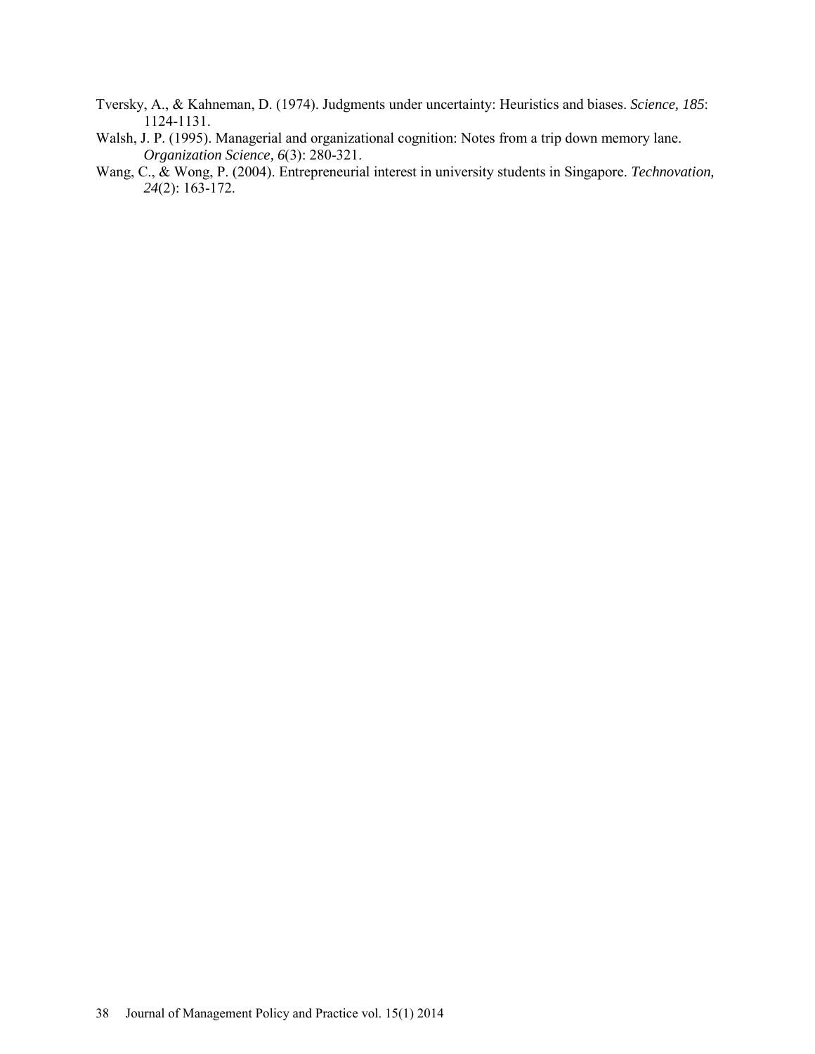Tversky, A., & Kahneman, D. (1974). Judgments under uncertainty: Heuristics and biases. *Science, 185*: 1124-1131.

Walsh, J. P. (1995). Managerial and organizational cognition: Notes from a trip down memory lane. *Organization Science, 6*(3): 280-321.

Wang, C., & Wong, P. (2004). Entrepreneurial interest in university students in Singapore. *Technovation, 24*(2): 163-172.